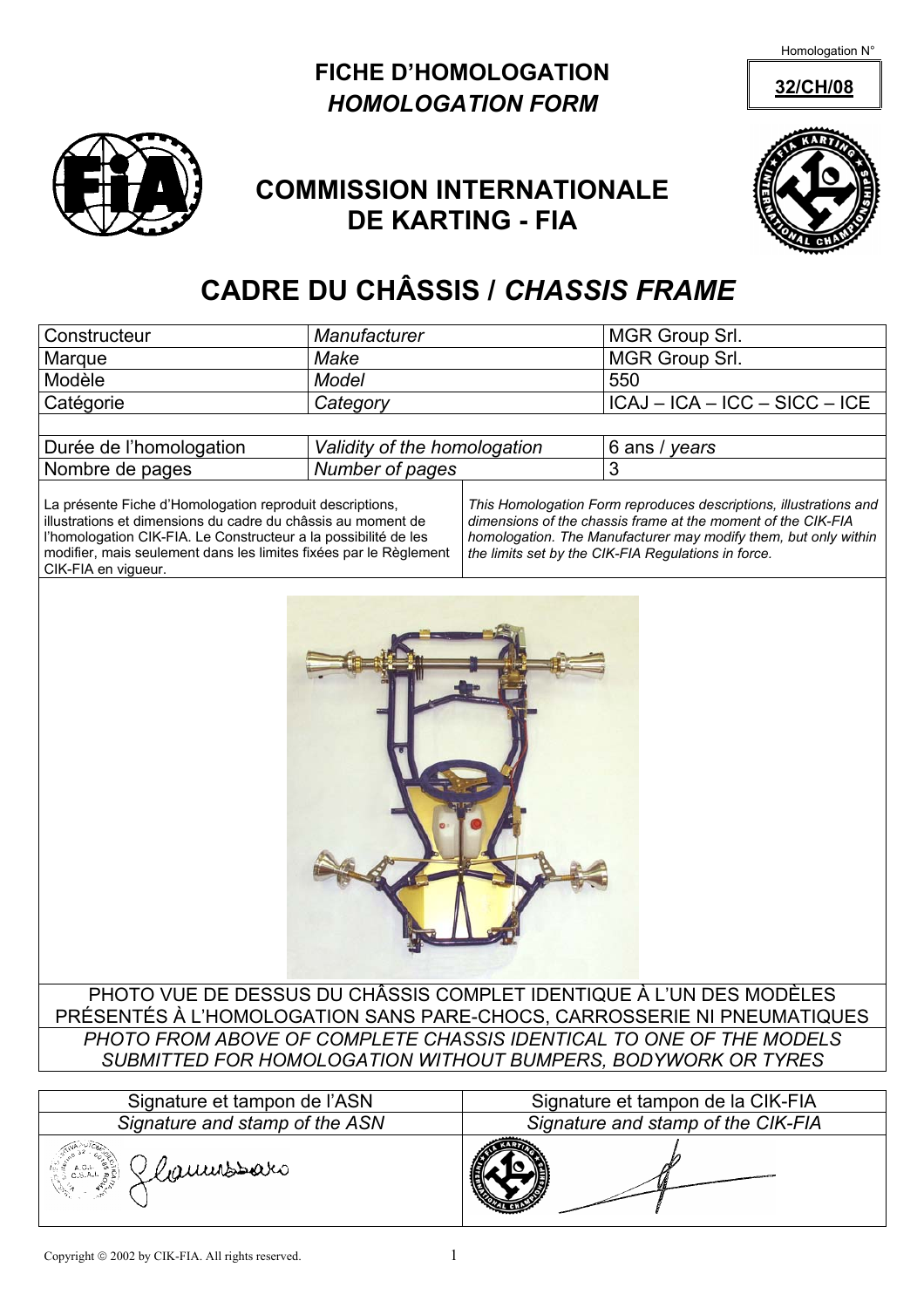Homologation N° **32/CH/08**

# FICHE D'HOMOLOGATION
## *HOMOLOGATION FORM*

## COMMISSION INTERNATIONALE DE KARTING - FIA

# CADRE DU CHÂSSIS / *CHASSIS FRAME*

| Constructeur | *Manufacturer* | MGR Group Srl. |
|---|---|---|
| Marque | *Make* | MGR Group Srl. |
| Modèle | *Model* | 550 |
| Catégorie | *Category* | ICAJ – ICA – ICC – SICC – ICE |
| | | |
| Durée de l'homologation | *Validity of the homologation* | 6 ans / *years* |
| Nombre de pages | *Number of pages* | 3 |

La présente Fiche d'Homologation reproduit descriptions, illustrations et dimensions du cadre du châssis au moment de l'homologation CIK-FIA. Le Constructeur a la possibilité de les modifier, mais seulement dans les limites fixées par le Règlement CIK-FIA en vigueur.

*This Homologation Form reproduces descriptions, illustrations and dimensions of the chassis frame at the moment of the CIK-FIA homologation. The Manufacturer may modify them, but only within the limits set by the CIK-FIA Regulations in force.*

PHOTO VUE DE DESSUS DU CHÂSSIS COMPLET IDENTIQUE À L'UN DES MODÈLES PRÉSENTÉS À L'HOMOLOGATION SANS PARE-CHOCS, CARROSSERIE NI PNEUMATIQUES

*PHOTO FROM ABOVE OF COMPLETE CHASSIS IDENTICAL TO ONE OF THE MODELS SUBMITTED FOR HOMOLOGATION WITHOUT BUMPERS, BODYWORK OR TYRES*

| Signature et tampon de l'ASN | Signature et tampon de la CIK-FIA |
|---|---|
| *Signature and stamp of the ASN* | *Signature and stamp of the CIK-FIA* |

Copyright © 2002 by CIK-FIA. All rights reserved.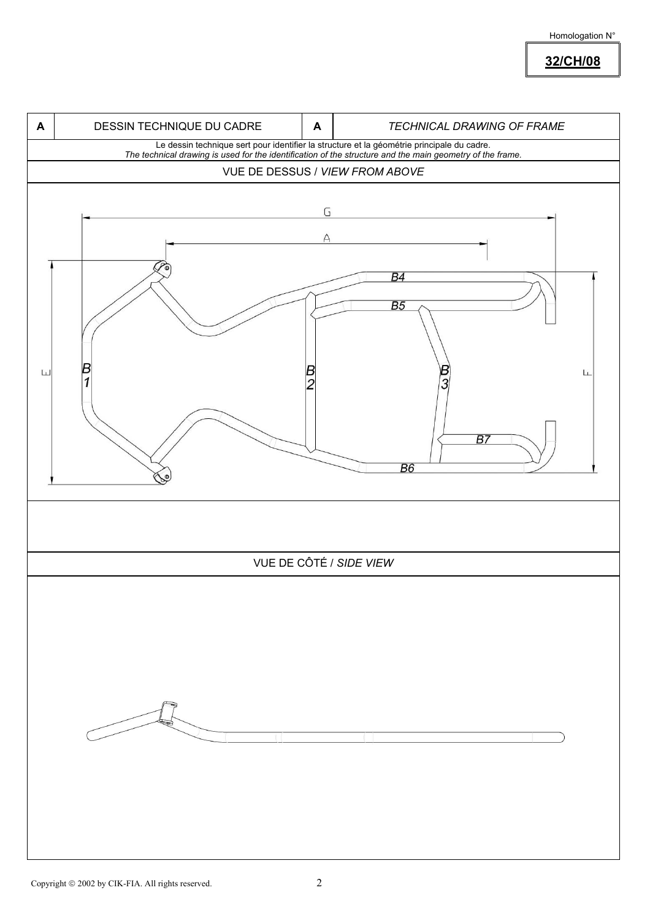Homologation N°

**32/CH/08**

| A | DESSIN TECHNIQUE DU CADRE | A | *TECHNICAL DRAWING OF FRAME* |
|---|---|---|---|

Le dessin technique sert pour identifier la structure et la géométrie principale du cadre.
*The technical drawing is used for the identification of the structure and the main geometry of the frame.*

## VUE DE DESSUS / *VIEW FROM ABOVE*

G

A

B4

B5

E

B1

B2

B3

F

B7

B6

## VUE DE CÔTÉ / *SIDE VIEW*

Copyright © 2002 by CIK-FIA. All rights reserved.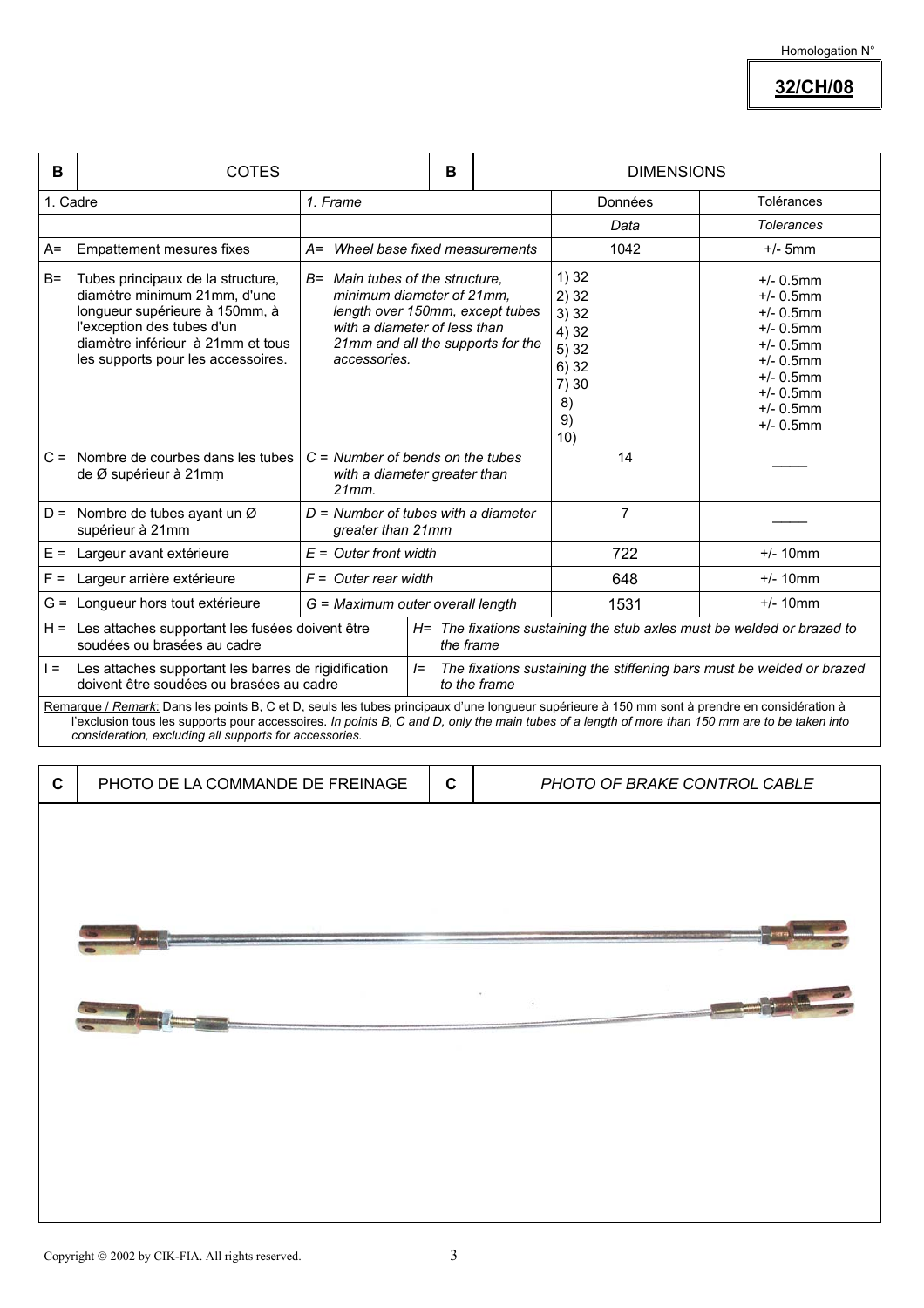Homologation N°

**32/CH/08**

| B | COTES | B | DIMENSIONS | |
|---|---|---|---|---|
| 1. Cadre | *1. Frame* | | Données | Tolérances |
| | | | *Data* | *Tolerances* |
| A= Empattement mesures fixes | *A= Wheel base fixed measurements* | | 1042 | +/- 5mm |
| B= Tubes principaux de la structure, diamètre minimum 21mm, d'une longueur supérieure à 150mm, à l'exception des tubes d'un diamètre inférieur à 21mm et tous les supports pour les accessoires. | *B= Main tubes of the structure, minimum diameter of 21mm, length over 150mm, except tubes with a diameter of less than 21mm and all the supports for the accessories.* | | 1) 32<br>2) 32<br>3) 32<br>4) 32<br>5) 32<br>6) 32<br>7) 30<br>8)<br>9)<br>10) | +/- 0.5mm<br>+/- 0.5mm<br>+/- 0.5mm<br>+/- 0.5mm<br>+/- 0.5mm<br>+/- 0.5mm<br>+/- 0.5mm<br>+/- 0.5mm<br>+/- 0.5mm<br>+/- 0.5mm |
| C = Nombre de courbes dans les tubes de Ø supérieur à 21mm | *C = Number of bends on the tubes with a diameter greater than 21mm.* | | 14 | ____ |
| D = Nombre de tubes ayant un Ø supérieur à 21mm | *D = Number of tubes with a diameter greater than 21mm* | | 7 | ____ |
| E = Largeur avant extérieure | *E = Outer front width* | | 722 | +/- 10mm |
| F = Largeur arrière extérieure | *F = Outer rear width* | | 648 | +/- 10mm |
| G = Longueur hors tout extérieure | *G = Maximum outer overall length* | | 1531 | +/- 10mm |
| H = Les attaches supportant les fusées doivent être soudées ou brasées au cadre | | *H= The fixations sustaining the stub axles must be welded or brazed to the frame* | | |
| I = Les attaches supportant les barres de rigidification doivent être soudées ou brasées au cadre | | *I= The fixations sustaining the stiffening bars must be welded or brazed to the frame* | | |

Remarque / *Remark*: Dans les points B, C et D, seuls les tubes principaux d'une longueur supérieure à 150 mm sont à prendre en considération à l'exclusion tous les supports pour accessoires. *In points B, C and D, only the main tubes of a length of more than 150 mm are to be taken into consideration, excluding all supports for accessories.*

| C | PHOTO DE LA COMMANDE DE FREINAGE | C | *PHOTO OF BRAKE CONTROL CABLE* |
|---|---|---|---|

Copyright © 2002 by CIK-FIA. All rights reserved.